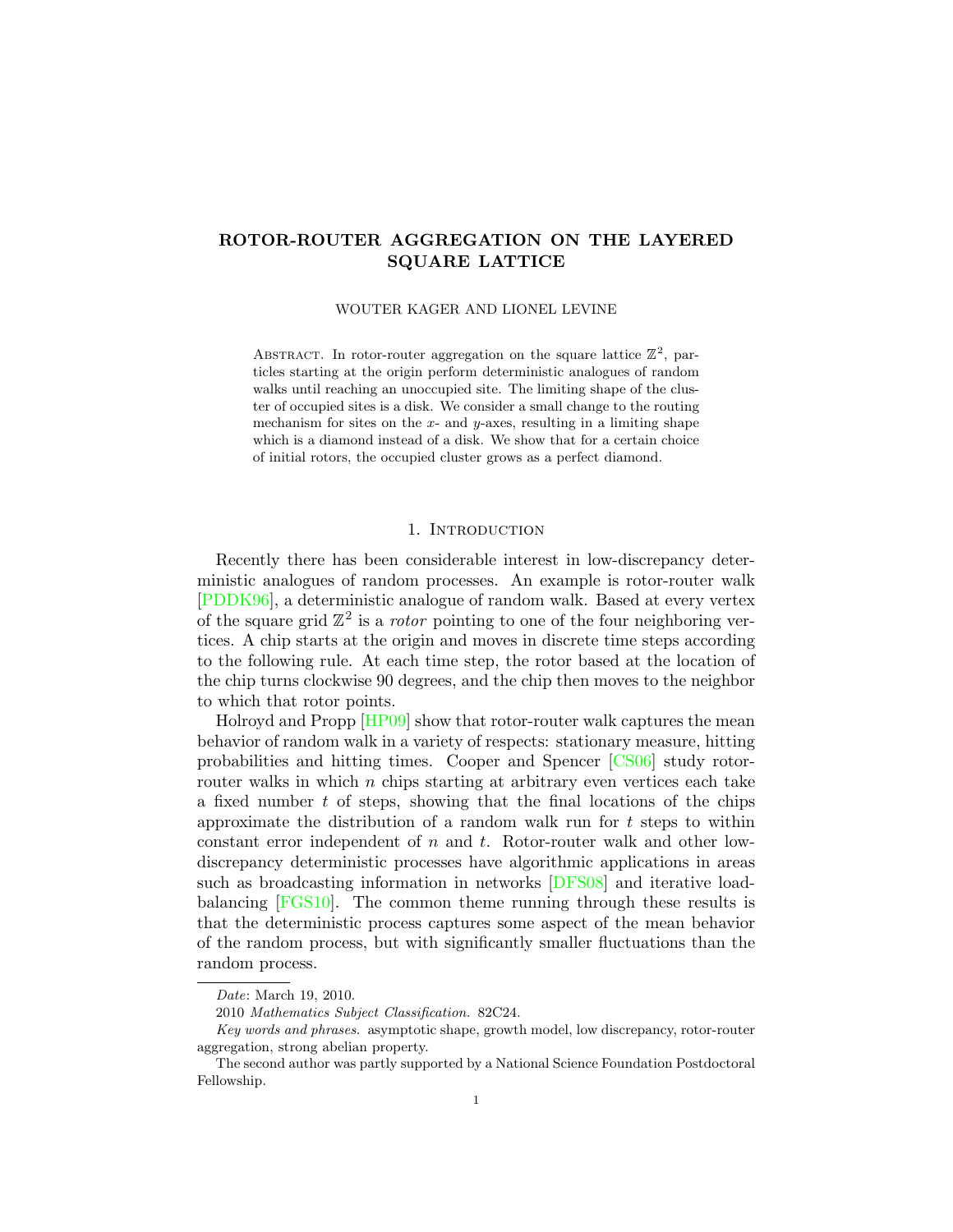# ROTOR-ROUTER AGGREGATION ON THE LAYERED SQUARE LATTICE

WOUTER KAGER AND LIONEL LEVINE

ABSTRACT. In rotor-router aggregation on the square lattice $\mathbb{Z}^2$, particles starting at the origin perform deterministic analogues of random walks until reaching an unoccupied site. The limiting shape of the cluster of occupied sites is a disk. We consider a small change to the routing mechanism for sites on the $x$- and $y$-axes, resulting in a limiting shape which is a diamond instead of a disk. We show that for a certain choice of initial rotors, the occupied cluster grows as a perfect diamond.

## 1. INTRODUCTION

Recently there has been considerable interest in low-discrepancy deterministic analogues of random processes. An example is rotor-router walk [PDDK96], a deterministic analogue of random walk. Based at every vertex of the square grid $\mathbb{Z}^2$ is a *rotor* pointing to one of the four neighboring vertices. A chip starts at the origin and moves in discrete time steps according to the following rule. At each time step, the rotor based at the location of the chip turns clockwise 90 degrees, and the chip then moves to the neighbor to which that rotor points.

Holroyd and Propp [HP09] show that rotor-router walk captures the mean behavior of random walk in a variety of respects: stationary measure, hitting probabilities and hitting times. Cooper and Spencer [CS06] study rotor-router walks in which $n$ chips starting at arbitrary even vertices each take a fixed number $t$ of steps, showing that the final locations of the chips approximate the distribution of a random walk run for $t$ steps to within constant error independent of $n$ and $t$. Rotor-router walk and other low-discrepancy deterministic processes have algorithmic applications in areas such as broadcasting information in networks [DFS08] and iterative load-balancing [FGS10]. The common theme running through these results is that the deterministic process captures some aspect of the mean behavior of the random process, but with significantly smaller fluctuations than the random process.

---

*Date*: March 19, 2010.

2010 *Mathematics Subject Classification.* 82C24.

*Key words and phrases.* asymptotic shape, growth model, low discrepancy, rotor-router aggregation, strong abelian property.

The second author was partly supported by a National Science Foundation Postdoctoral Fellowship.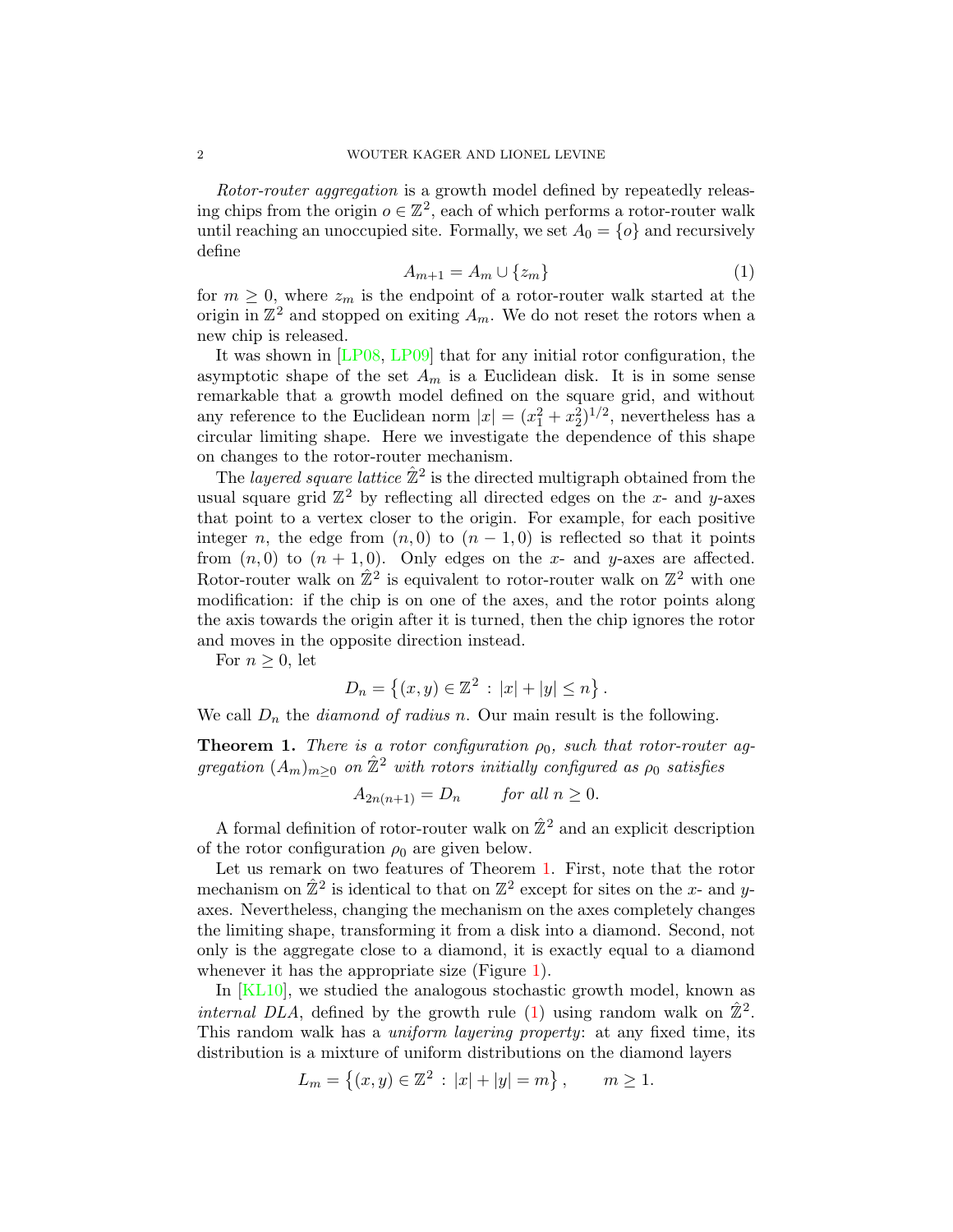*Rotor-router aggregation* is a growth model defined by repeatedly releasing chips from the origin $o \in \mathbb{Z}^2$, each of which performs a rotor-router walk until reaching an unoccupied site. Formally, we set $A_0 = \{o\}$ and recursively define

$$A_{m+1} = A_m \cup \{z_m\} \tag{1}$$

for $m \geq 0$, where $z_m$ is the endpoint of a rotor-router walk started at the origin in $\mathbb{Z}^2$ and stopped on exiting $A_m$. We do not reset the rotors when a new chip is released.

It was shown in [LP08, LP09] that for any initial rotor configuration, the asymptotic shape of the set $A_m$ is a Euclidean disk. It is in some sense remarkable that a growth model defined on the square grid, and without any reference to the Euclidean norm $|x| = (x_1^2 + x_2^2)^{1/2}$, nevertheless has a circular limiting shape. Here we investigate the dependence of this shape on changes to the rotor-router mechanism.

The *layered square lattice* $\hat{\mathbb{Z}}^2$ is the directed multigraph obtained from the usual square grid $\mathbb{Z}^2$ by reflecting all directed edges on the $x$- and $y$-axes that point to a vertex closer to the origin. For example, for each positive integer $n$, the edge from $(n, 0)$ to $(n-1, 0)$ is reflected so that it points from $(n, 0)$ to $(n+1, 0)$. Only edges on the $x$- and $y$-axes are affected. Rotor-router walk on $\hat{\mathbb{Z}}^2$ is equivalent to rotor-router walk on $\mathbb{Z}^2$ with one modification: if the chip is on one of the axes, and the rotor points along the axis towards the origin after it is turned, then the chip ignores the rotor and moves in the opposite direction instead.

For $n \geq 0$, let

$$D_n = \left\{(x, y) \in \mathbb{Z}^2 : |x| + |y| \leq n\right\}.$$

We call $D_n$ the *diamond of radius* $n$. Our main result is the following.

**Theorem 1.** *There is a rotor configuration $\rho_0$, such that rotor-router aggregation $(A_m)_{m \geq 0}$ on $\hat{\mathbb{Z}}^2$ with rotors initially configured as $\rho_0$ satisfies*

$$A_{2n(n+1)} = D_n \qquad \textit{for all } n \geq 0.$$

A formal definition of rotor-router walk on $\hat{\mathbb{Z}}^2$ and an explicit description of the rotor configuration $\rho_0$ are given below.

Let us remark on two features of Theorem 1. First, note that the rotor mechanism on $\hat{\mathbb{Z}}^2$ is identical to that on $\mathbb{Z}^2$ except for sites on the $x$- and $y$-axes. Nevertheless, changing the mechanism on the axes completely changes the limiting shape, transforming it from a disk into a diamond. Second, not only is the aggregate close to a diamond, it is exactly equal to a diamond whenever it has the appropriate size (Figure 1).

In [KL10], we studied the analogous stochastic growth model, known as *internal DLA*, defined by the growth rule (1) using random walk on $\hat{\mathbb{Z}}^2$. This random walk has a *uniform layering property*: at any fixed time, its distribution is a mixture of uniform distributions on the diamond layers

$$L_m = \left\{(x, y) \in \mathbb{Z}^2 : |x| + |y| = m\right\}, \qquad m \geq 1.$$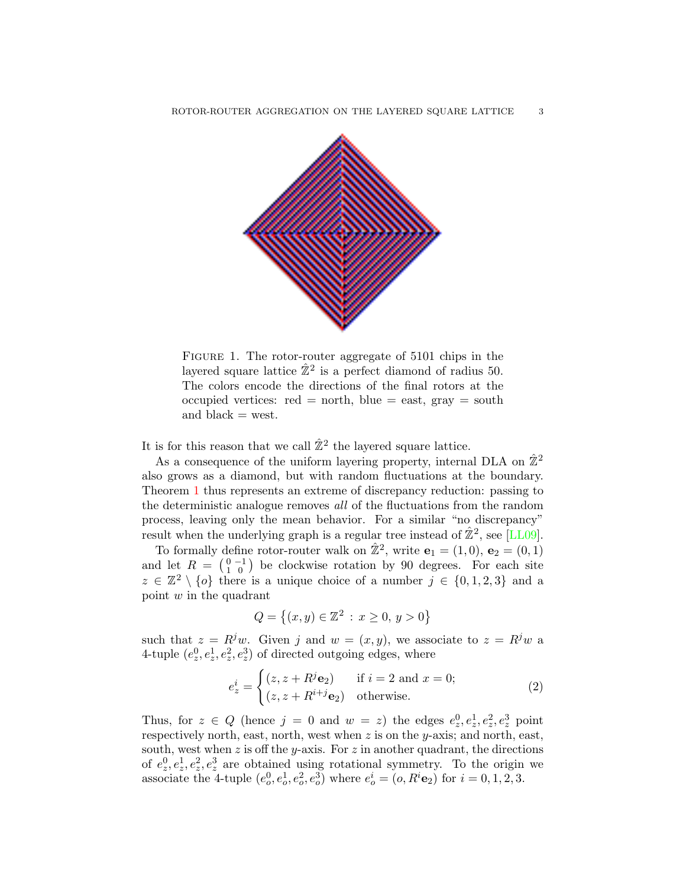FIGURE 1. The rotor-router aggregate of 5101 chips in the layered square lattice $\hat{\mathbb{Z}}^2$ is a perfect diamond of radius 50. The colors encode the directions of the final rotors at the occupied vertices: red = north, blue = east, gray = south and black = west.

It is for this reason that we call $\hat{\mathbb{Z}}^2$ the layered square lattice.

As a consequence of the uniform layering property, internal DLA on $\hat{\mathbb{Z}}^2$ also grows as a diamond, but with random fluctuations at the boundary. Theorem 1 thus represents an extreme of discrepancy reduction: passing to the deterministic analogue removes *all* of the fluctuations from the random process, leaving only the mean behavior. For a similar "no discrepancy" result when the underlying graph is a regular tree instead of $\hat{\mathbb{Z}}^2$, see [LL09].

To formally define rotor-router walk on $\hat{\mathbb{Z}}^2$, write $\mathbf{e}_1 = (1, 0)$, $\mathbf{e}_2 = (0, 1)$ and let $R = \begin{pmatrix} 0 & -1 \\ 1 & 0 \end{pmatrix}$ be clockwise rotation by 90 degrees. For each site $z \in \mathbb{Z}^2 \setminus \{o\}$ there is a unique choice of a number $j \in \{0, 1, 2, 3\}$ and a point $w$ in the quadrant

$$Q = \{(x, y) \in \mathbb{Z}^2 \,:\, x \geq 0,\, y > 0\}$$

such that $z = R^j w$. Given $j$ and $w = (x, y)$, we associate to $z = R^j w$ a 4-tuple $(e_z^0, e_z^1, e_z^2, e_z^3)$ of directed outgoing edges, where

$$e_z^i = \begin{cases} (z, z + R^j \mathbf{e}_2) & \text{if } i = 2 \text{ and } x = 0; \\ (z, z + R^{i+j} \mathbf{e}_2) & \text{otherwise.} \end{cases} \tag{2}$$

Thus, for $z \in Q$ (hence $j = 0$ and $w = z$) the edges $e_z^0, e_z^1, e_z^2, e_z^3$ point respectively north, east, north, west when $z$ is on the $y$-axis; and north, east, south, west when $z$ is off the $y$-axis. For $z$ in another quadrant, the directions of $e_z^0, e_z^1, e_z^2, e_z^3$ are obtained using rotational symmetry. To the origin we associate the 4-tuple $(e_o^0, e_o^1, e_o^2, e_o^3)$ where $e_o^i = (o, R^i \mathbf{e}_2)$ for $i = 0, 1, 2, 3$.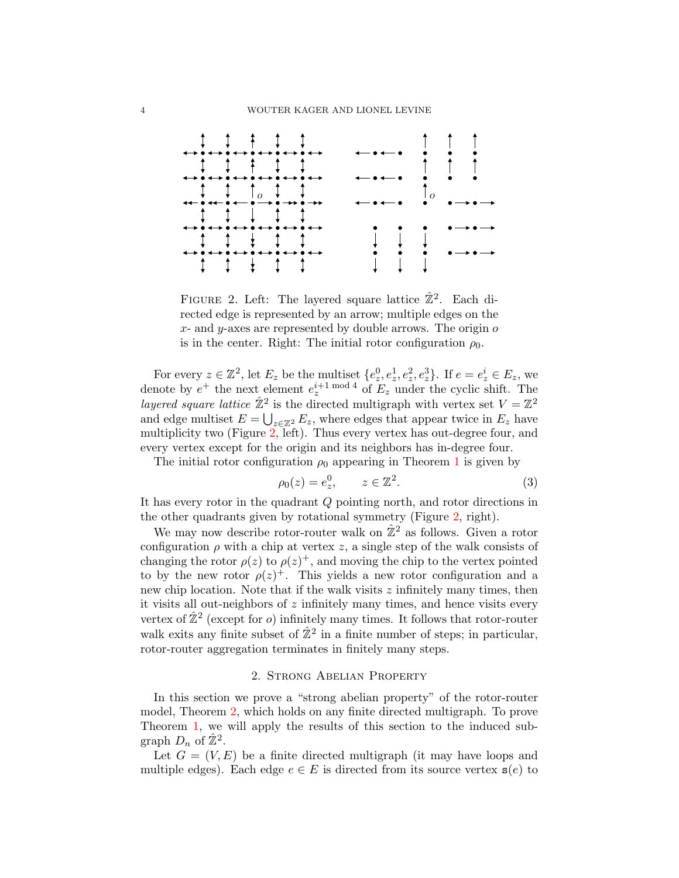FIGURE 2. Left: The layered square lattice $\hat{\mathbb{Z}}^2$. Each directed edge is represented by an arrow; multiple edges on the $x$- and $y$-axes are represented by double arrows. The origin $o$ is in the center. Right: The initial rotor configuration $\rho_0$.

For every $z \in \mathbb{Z}^2$, let $E_z$ be the multiset $\{e_z^0, e_z^1, e_z^2, e_z^3\}$. If $e = e_z^i \in E_z$, we denote by $e^+$ the next element $e_z^{i+1 \bmod 4}$ of $E_z$ under the cyclic shift. The *layered square lattice* $\hat{\mathbb{Z}}^2$ is the directed multigraph with vertex set $V = \mathbb{Z}^2$ and edge multiset $E = \bigcup_{z \in \mathbb{Z}^2} E_z$, where edges that appear twice in $E_z$ have multiplicity two (Figure 2, left). Thus every vertex has out-degree four, and every vertex except for the origin and its neighbors has in-degree four.

The initial rotor configuration $\rho_0$ appearing in Theorem 1 is given by

$$\rho_0(z) = e_z^0, \qquad z \in \mathbb{Z}^2. \tag{3}$$

It has every rotor in the quadrant $Q$ pointing north, and rotor directions in the other quadrants given by rotational symmetry (Figure 2, right).

We may now describe rotor-router walk on $\hat{\mathbb{Z}}^2$ as follows. Given a rotor configuration $\rho$ with a chip at vertex $z$, a single step of the walk consists of changing the rotor $\rho(z)$ to $\rho(z)^+$, and moving the chip to the vertex pointed to by the new rotor $\rho(z)^+$. This yields a new rotor configuration and a new chip location. Note that if the walk visits $z$ infinitely many times, then it visits all out-neighbors of $z$ infinitely many times, and hence visits every vertex of $\hat{\mathbb{Z}}^2$ (except for $o$) infinitely many times. It follows that rotor-router walk exits any finite subset of $\hat{\mathbb{Z}}^2$ in a finite number of steps; in particular, rotor-router aggregation terminates in finitely many steps.

## 2. Strong Abelian Property

In this section we prove a "strong abelian property" of the rotor-router model, Theorem 2, which holds on any finite directed multigraph. To prove Theorem 1, we will apply the results of this section to the induced subgraph $D_n$ of $\hat{\mathbb{Z}}^2$.

Let $G = (V, E)$ be a finite directed multigraph (it may have loops and multiple edges). Each edge $e \in E$ is directed from its source vertex $\mathtt{s}(e)$ to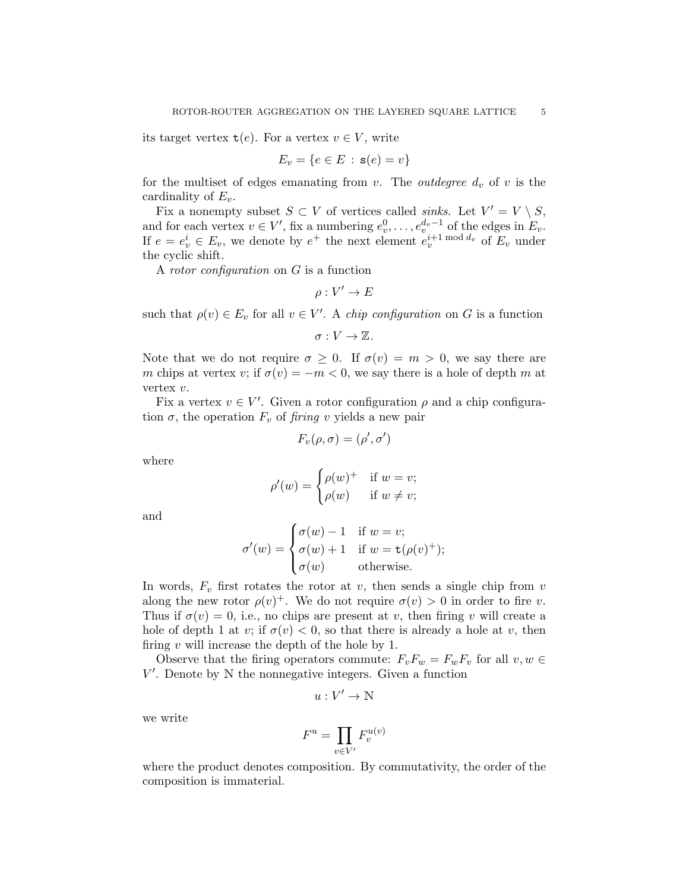its target vertex $\mathtt{t}(e)$. For a vertex $v \in V$, write

$$E_v = \{e \in E : \mathtt{s}(e) = v\}$$

for the multiset of edges emanating from $v$. The *outdegree* $d_v$ of $v$ is the cardinality of $E_v$.

Fix a nonempty subset $S \subset V$ of vertices called *sinks*. Let $V' = V \setminus S$, and for each vertex $v \in V'$, fix a numbering $e_v^0, \ldots, e_v^{d_v - 1}$ of the edges in $E_v$. If $e = e_v^i \in E_v$, we denote by $e^+$ the next element $e_v^{i+1 \bmod d_v}$ of $E_v$ under the cyclic shift.

A *rotor configuration* on $G$ is a function

$$\rho : V' \to E$$

such that $\rho(v) \in E_v$ for all $v \in V'$. A *chip configuration* on $G$ is a function

$$\sigma : V \to \mathbb{Z}.$$

Note that we do not require $\sigma \geq 0$. If $\sigma(v) = m > 0$, we say there are $m$ chips at vertex $v$; if $\sigma(v) = -m < 0$, we say there is a hole of depth $m$ at vertex $v$.

Fix a vertex $v \in V'$. Given a rotor configuration $\rho$ and a chip configuration $\sigma$, the operation $F_v$ of *firing* $v$ yields a new pair

$$F_v(\rho, \sigma) = (\rho', \sigma')$$

where

$$\rho'(w) = \begin{cases} \rho(w)^+ & \text{if } w = v; \\ \rho(w) & \text{if } w \neq v; \end{cases}$$

and

$$\sigma'(w) = \begin{cases} \sigma(w) - 1 & \text{if } w = v; \\ \sigma(w) + 1 & \text{if } w = \mathtt{t}(\rho(v)^+); \\ \sigma(w) & \text{otherwise.} \end{cases}$$

In words, $F_v$ first rotates the rotor at $v$, then sends a single chip from $v$ along the new rotor $\rho(v)^+$. We do not require $\sigma(v) > 0$ in order to fire $v$. Thus if $\sigma(v) = 0$, i.e., no chips are present at $v$, then firing $v$ will create a hole of depth 1 at $v$; if $\sigma(v) < 0$, so that there is already a hole at $v$, then firing $v$ will increase the depth of the hole by 1.

Observe that the firing operators commute: $F_v F_w = F_w F_v$ for all $v, w \in V'$. Denote by $\mathbb{N}$ the nonnegative integers. Given a function

$$u : V' \to \mathbb{N}$$

we write

$$F^u = \prod_{v \in V'} F_v^{u(v)}$$

where the product denotes composition. By commutativity, the order of the composition is immaterial.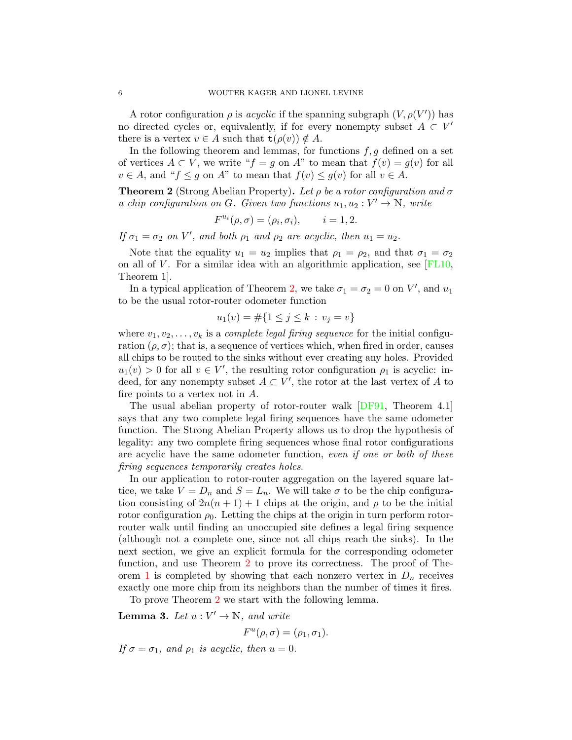A rotor configuration $\rho$ is *acyclic* if the spanning subgraph $(V, \rho(V'))$ has no directed cycles or, equivalently, if for every nonempty subset $A \subset V'$ there is a vertex $v \in A$ such that $\mathtt{t}(\rho(v)) \notin A$.

In the following theorem and lemmas, for functions $f, g$ defined on a set of vertices $A \subset V$, we write "$f = g$ on $A$" to mean that $f(v) = g(v)$ for all $v \in A$, and "$f \leq g$ on $A$" to mean that $f(v) \leq g(v)$ for all $v \in A$.

**Theorem 2** (Strong Abelian Property)**.** *Let $\rho$ be a rotor configuration and $\sigma$ a chip configuration on $G$. Given two functions $u_1, u_2 : V' \to \mathbb{N}$, write*

$$F^{u_i}(\rho, \sigma) = (\rho_i, \sigma_i), \qquad i = 1, 2.$$

*If $\sigma_1 = \sigma_2$ on $V'$, and both $\rho_1$ and $\rho_2$ are acyclic, then $u_1 = u_2$.*

Note that the equality $u_1 = u_2$ implies that $\rho_1 = \rho_2$, and that $\sigma_1 = \sigma_2$ on all of $V$. For a similar idea with an algorithmic application, see [FL10, Theorem 1].

In a typical application of Theorem 2, we take $\sigma_1 = \sigma_2 = 0$ on $V'$, and $u_1$ to be the usual rotor-router odometer function

$$u_1(v) = \#\{1 \leq j \leq k \,:\, v_j = v\}$$

where $v_1, v_2, \ldots, v_k$ is a *complete legal firing sequence* for the initial configuration $(\rho, \sigma)$; that is, a sequence of vertices which, when fired in order, causes all chips to be routed to the sinks without ever creating any holes. Provided $u_1(v) > 0$ for all $v \in V'$, the resulting rotor configuration $\rho_1$ is acyclic: indeed, for any nonempty subset $A \subset V'$, the rotor at the last vertex of $A$ to fire points to a vertex not in $A$.

The usual abelian property of rotor-router walk [DF91, Theorem 4.1] says that any two complete legal firing sequences have the same odometer function. The Strong Abelian Property allows us to drop the hypothesis of legality: any two complete firing sequences whose final rotor configurations are acyclic have the same odometer function, *even if one or both of these firing sequences temporarily creates holes.*

In our application to rotor-router aggregation on the layered square lattice, we take $V = D_n$ and $S = L_n$. We will take $\sigma$ to be the chip configuration consisting of $2n(n+1) + 1$ chips at the origin, and $\rho$ to be the initial rotor configuration $\rho_0$. Letting the chips at the origin in turn perform rotor-router walk until finding an unoccupied site defines a legal firing sequence (although not a complete one, since not all chips reach the sinks). In the next section, we give an explicit formula for the corresponding odometer function, and use Theorem 2 to prove its correctness. The proof of Theorem 1 is completed by showing that each nonzero vertex in $D_n$ receives exactly one more chip from its neighbors than the number of times it fires.

To prove Theorem 2 we start with the following lemma.

**Lemma 3.** *Let $u : V' \to \mathbb{N}$, and write*

$$F^u(\rho, \sigma) = (\rho_1, \sigma_1).$$

*If $\sigma = \sigma_1$, and $\rho_1$ is acyclic, then $u = 0$.*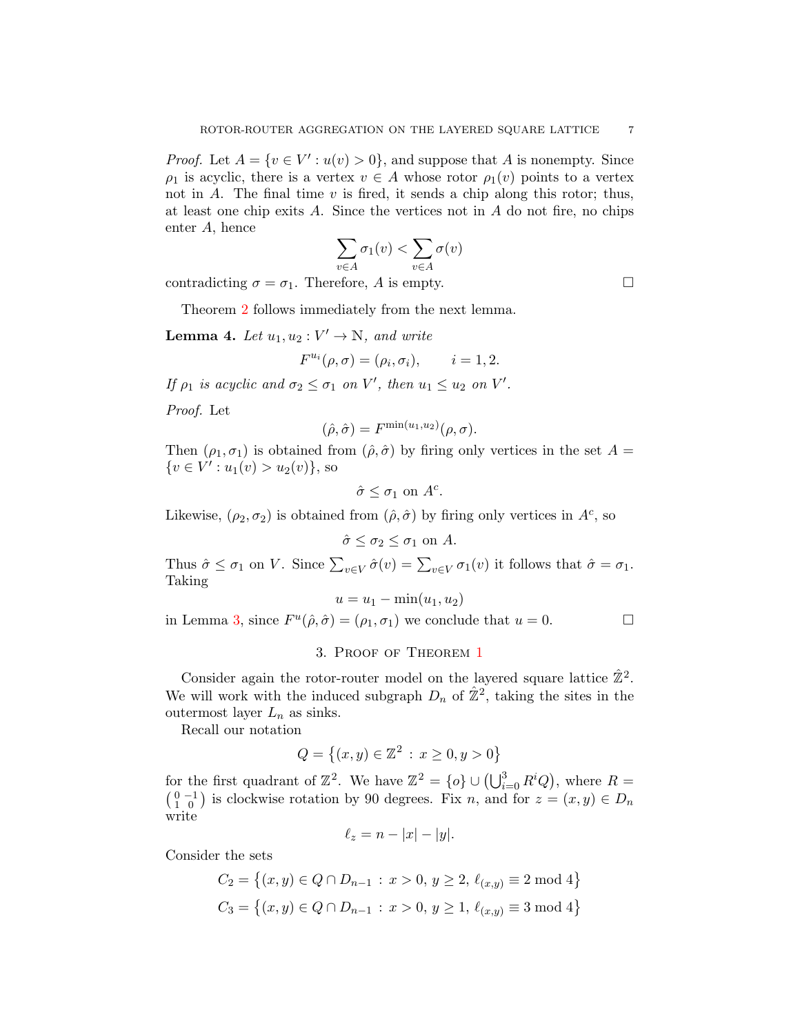*Proof.* Let $A = \{v \in V' : u(v) > 0\}$, and suppose that $A$ is nonempty. Since $\rho_1$ is acyclic, there is a vertex $v \in A$ whose rotor $\rho_1(v)$ points to a vertex not in $A$. The final time $v$ is fired, it sends a chip along this rotor; thus, at least one chip exits $A$. Since the vertices not in $A$ do not fire, no chips enter $A$, hence

$$\sum_{v \in A} \sigma_1(v) < \sum_{v \in A} \sigma(v)$$

contradicting $\sigma = \sigma_1$. Therefore, $A$ is empty. $\square$

Theorem 2 follows immediately from the next lemma.

**Lemma 4.** *Let $u_1, u_2 : V' \to \mathbb{N}$, and write*

$$F^{u_i}(\rho, \sigma) = (\rho_i, \sigma_i), \qquad i = 1, 2.$$

*If $\rho_1$ is acyclic and $\sigma_2 \leq \sigma_1$ on $V'$, then $u_1 \leq u_2$ on $V'$.*

*Proof.* Let

$$(\hat{\rho}, \hat{\sigma}) = F^{\min(u_1, u_2)}(\rho, \sigma).$$

Then $(\rho_1, \sigma_1)$ is obtained from $(\hat{\rho}, \hat{\sigma})$ by firing only vertices in the set $A = \{v \in V' : u_1(v) > u_2(v)\}$, so

$$\hat{\sigma} \leq \sigma_1 \text{ on } A^c.$$

Likewise, $(\rho_2, \sigma_2)$ is obtained from $(\hat{\rho}, \hat{\sigma})$ by firing only vertices in $A^c$, so

$$\hat{\sigma} \leq \sigma_2 \leq \sigma_1 \text{ on } A.$$

Thus $\hat{\sigma} \leq \sigma_1$ on $V$. Since $\sum_{v \in V} \hat{\sigma}(v) = \sum_{v \in V} \sigma_1(v)$ it follows that $\hat{\sigma} = \sigma_1$. Taking

$$u = u_1 - \min(u_1, u_2)$$

in Lemma 3, since $F^u(\hat{\rho}, \hat{\sigma}) = (\rho_1, \sigma_1)$ we conclude that $u = 0$. $\square$

## 3. Proof of Theorem 1

Consider again the rotor-router model on the layered square lattice $\hat{\mathbb{Z}}^2$. We will work with the induced subgraph $D_n$ of $\hat{\mathbb{Z}}^2$, taking the sites in the outermost layer $L_n$ as sinks.

Recall our notation

$$Q = \left\{(x, y) \in \mathbb{Z}^2 \,:\, x \geq 0, y > 0\right\}$$

for the first quadrant of $\mathbb{Z}^2$. We have $\mathbb{Z}^2 = \{o\} \cup \left(\bigcup_{i=0}^{3} R^i Q\right)$, where $R = \left(\begin{smallmatrix} 0 & -1 \\ 1 & 0 \end{smallmatrix}\right)$ is clockwise rotation by 90 degrees. Fix $n$, and for $z = (x, y) \in D_n$ write

$$\ell_z = n - |x| - |y|.$$

Consider the sets

$$C_2 = \left\{(x, y) \in Q \cap D_{n-1} \,:\, x > 0,\, y \geq 2,\, \ell_{(x,y)} \equiv 2 \bmod 4\right\}$$

$$C_3 = \left\{(x, y) \in Q \cap D_{n-1} \,:\, x > 0,\, y \geq 1,\, \ell_{(x,y)} \equiv 3 \bmod 4\right\}$$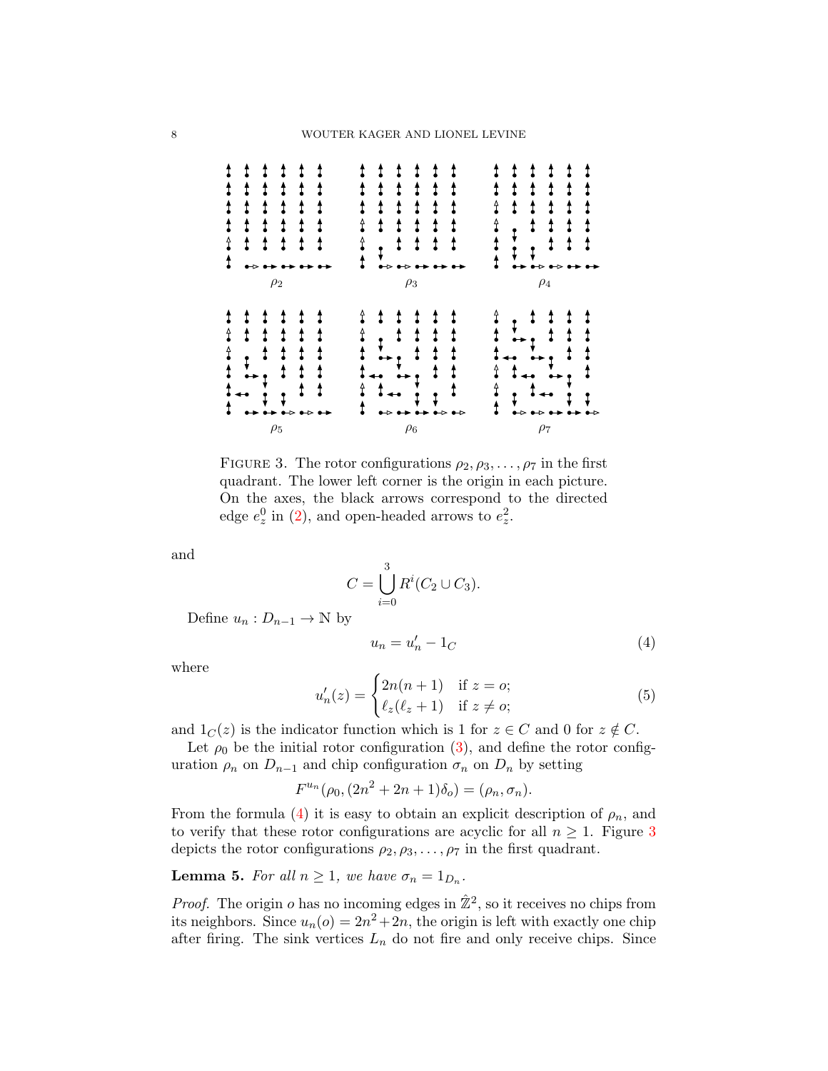FIGURE 3. The rotor configurations $\rho_2, \rho_3, \ldots, \rho_7$ in the first quadrant. The lower left corner is the origin in each picture. On the axes, the black arrows correspond to the directed edge $e_z^0$ in (2), and open-headed arrows to $e_z^2$.

and

$$C = \bigcup_{i=0}^{3} R^i(C_2 \cup C_3).$$

Define $u_n : D_{n-1} \to \mathbb{N}$ by

$$u_n = u_n' - 1_C \tag{4}$$

where

$$u_n'(z) = \begin{cases} 2n(n+1) & \text{if } z = o; \\ \ell_z(\ell_z + 1) & \text{if } z \neq o; \end{cases} \tag{5}$$

and $1_C(z)$ is the indicator function which is 1 for $z \in C$ and 0 for $z \notin C$.

Let $\rho_0$ be the initial rotor configuration (3), and define the rotor configuration $\rho_n$ on $D_{n-1}$ and chip configuration $\sigma_n$ on $D_n$ by setting

$$F^{u_n}(\rho_0, (2n^2 + 2n + 1)\delta_o) = (\rho_n, \sigma_n).$$

From the formula (4) it is easy to obtain an explicit description of $\rho_n$, and to verify that these rotor configurations are acyclic for all $n \geq 1$. Figure 3 depicts the rotor configurations $\rho_2, \rho_3, \ldots, \rho_7$ in the first quadrant.

**Lemma 5.** *For all $n \geq 1$, we have $\sigma_n = 1_{D_n}$.*

*Proof.* The origin $o$ has no incoming edges in $\hat{\mathbb{Z}}^2$, so it receives no chips from its neighbors. Since $u_n(o) = 2n^2 + 2n$, the origin is left with exactly one chip after firing. The sink vertices $L_n$ do not fire and only receive chips. Since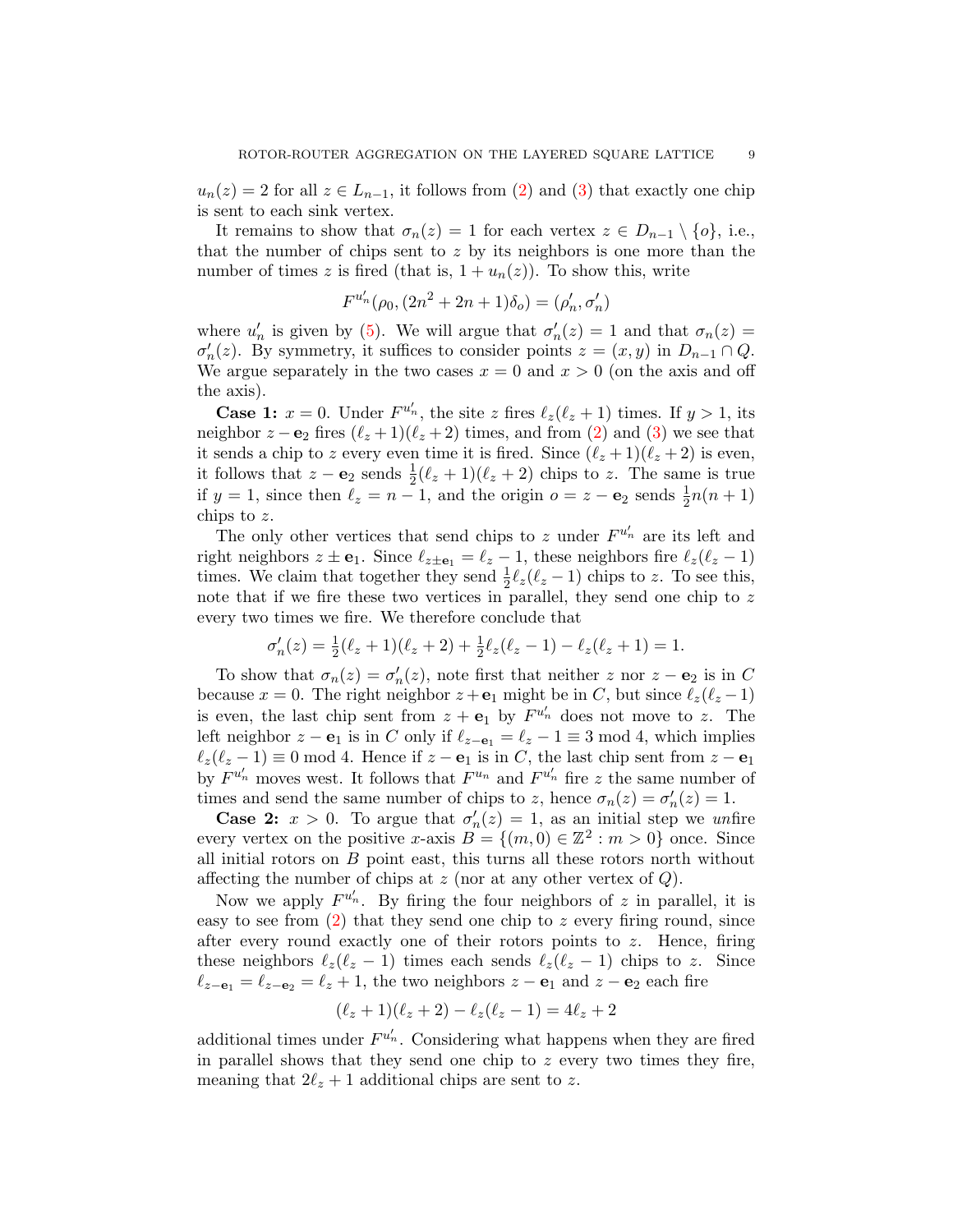$u_n(z) = 2$ for all $z \in L_{n-1}$, it follows from (2) and (3) that exactly one chip is sent to each sink vertex.

It remains to show that $\sigma_n(z) = 1$ for each vertex $z \in D_{n-1} \setminus \{o\}$, i.e., that the number of chips sent to $z$ by its neighbors is one more than the number of times $z$ is fired (that is, $1 + u_n(z)$). To show this, write

$$F^{u_n'}(\rho_0, (2n^2 + 2n + 1)\delta_o) = (\rho_n', \sigma_n')$$

where $u_n'$ is given by (5). We will argue that $\sigma_n'(z) = 1$ and that $\sigma_n(z) = \sigma_n'(z)$. By symmetry, it suffices to consider points $z = (x, y)$ in $D_{n-1} \cap Q$. We argue separately in the two cases $x = 0$ and $x > 0$ (on the axis and off the axis).

**Case 1:** $x = 0$. Under $F^{u_n'}$, the site $z$ fires $\ell_z(\ell_z + 1)$ times. If $y > 1$, its neighbor $z - \mathbf{e}_2$ fires $(\ell_z + 1)(\ell_z + 2)$ times, and from (2) and (3) we see that it sends a chip to $z$ every even time it is fired. Since $(\ell_z + 1)(\ell_z + 2)$ is even, it follows that $z - \mathbf{e}_2$ sends $\frac{1}{2}(\ell_z + 1)(\ell_z + 2)$ chips to $z$. The same is true if $y = 1$, since then $\ell_z = n - 1$, and the origin $o = z - \mathbf{e}_2$ sends $\frac{1}{2}n(n + 1)$ chips to $z$.

The only other vertices that send chips to $z$ under $F^{u_n'}$ are its left and right neighbors $z \pm \mathbf{e}_1$. Since $\ell_{z \pm \mathbf{e}_1} = \ell_z - 1$, these neighbors fire $\ell_z(\ell_z - 1)$ times. We claim that together they send $\frac{1}{2}\ell_z(\ell_z - 1)$ chips to $z$. To see this, note that if we fire these two vertices in parallel, they send one chip to $z$ every two times we fire. We therefore conclude that

$$\sigma_n'(z) = \tfrac{1}{2}(\ell_z + 1)(\ell_z + 2) + \tfrac{1}{2}\ell_z(\ell_z - 1) - \ell_z(\ell_z + 1) = 1.$$

To show that $\sigma_n(z) = \sigma_n'(z)$, note first that neither $z$ nor $z - \mathbf{e}_2$ is in $C$ because $x = 0$. The right neighbor $z + \mathbf{e}_1$ might be in $C$, but since $\ell_z(\ell_z - 1)$ is even, the last chip sent from $z + \mathbf{e}_1$ by $F^{u_n'}$ does not move to $z$. The left neighbor $z - \mathbf{e}_1$ is in $C$ only if $\ell_{z - \mathbf{e}_1} = \ell_z - 1 \equiv 3 \bmod 4$, which implies $\ell_z(\ell_z - 1) \equiv 0 \bmod 4$. Hence if $z - \mathbf{e}_1$ is in $C$, the last chip sent from $z - \mathbf{e}_1$ by $F^{u_n'}$ moves west. It follows that $F^{u_n}$ and $F^{u_n'}$ fire $z$ the same number of times and send the same number of chips to $z$, hence $\sigma_n(z) = \sigma_n'(z) = 1$.

**Case 2:** $x > 0$. To argue that $\sigma_n'(z) = 1$, as an initial step we *un*fire every vertex on the positive $x$-axis $B = \{(m, 0) \in \mathbb{Z}^2 : m > 0\}$ once. Since all initial rotors on $B$ point east, this turns all these rotors north without affecting the number of chips at $z$ (nor at any other vertex of $Q$).

Now we apply $F^{u_n'}$. By firing the four neighbors of $z$ in parallel, it is easy to see from (2) that they send one chip to $z$ every firing round, since after every round exactly one of their rotors points to $z$. Hence, firing these neighbors $\ell_z(\ell_z - 1)$ times each sends $\ell_z(\ell_z - 1)$ chips to $z$. Since $\ell_{z - \mathbf{e}_1} = \ell_{z - \mathbf{e}_2} = \ell_z + 1$, the two neighbors $z - \mathbf{e}_1$ and $z - \mathbf{e}_2$ each fire

$$(\ell_z + 1)(\ell_z + 2) - \ell_z(\ell_z - 1) = 4\ell_z + 2$$

additional times under $F^{u_n'}$. Considering what happens when they are fired in parallel shows that they send one chip to $z$ every two times they fire, meaning that $2\ell_z + 1$ additional chips are sent to $z$.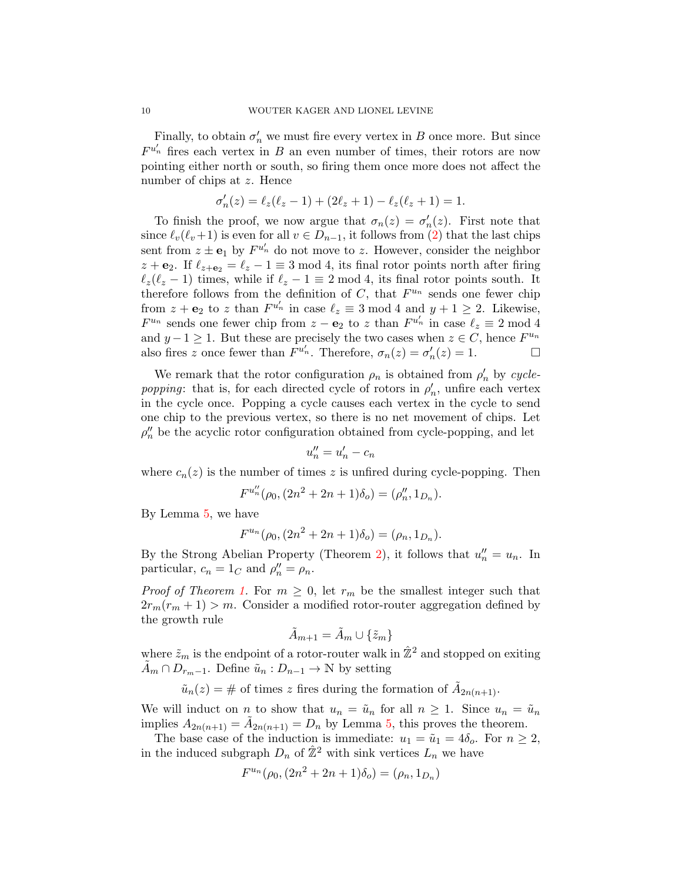Finally, to obtain $\sigma_n'$ we must fire every vertex in $B$ once more. But since $F^{u_n'}$ fires each vertex in $B$ an even number of times, their rotors are now pointing either north or south, so firing them once more does not affect the number of chips at $z$. Hence

$$\sigma_n'(z) = \ell_z(\ell_z - 1) + (2\ell_z + 1) - \ell_z(\ell_z + 1) = 1.$$

To finish the proof, we now argue that $\sigma_n(z) = \sigma_n'(z)$. First note that since $\ell_v(\ell_v + 1)$ is even for all $v \in D_{n-1}$, it follows from (2) that the last chips sent from $z \pm \mathbf{e}_1$ by $F^{u_n'}$ do not move to $z$. However, consider the neighbor $z + \mathbf{e}_2$. If $\ell_{z+\mathbf{e}_2} = \ell_z - 1 \equiv 3 \bmod 4$, its final rotor points north after firing $\ell_z(\ell_z - 1)$ times, while if $\ell_z - 1 \equiv 2 \bmod 4$, its final rotor points south. It therefore follows from the definition of $C$, that $F^{u_n}$ sends one fewer chip from $z + \mathbf{e}_2$ to $z$ than $F^{u_n'}$ in case $\ell_z \equiv 3 \bmod 4$ and $y + 1 \geq 2$. Likewise, $F^{u_n}$ sends one fewer chip from $z - \mathbf{e}_2$ to $z$ than $F^{u_n'}$ in case $\ell_z \equiv 2 \bmod 4$ and $y - 1 \geq 1$. But these are precisely the two cases when $z \in C$, hence $F^{u_n}$ also fires $z$ once fewer than $F^{u_n'}$. Therefore, $\sigma_n(z) = \sigma_n'(z) = 1$. $\square$

We remark that the rotor configuration $\rho_n$ is obtained from $\rho_n'$ by *cycle-popping*: that is, for each directed cycle of rotors in $\rho_n'$, unfire each vertex in the cycle once. Popping a cycle causes each vertex in the cycle to send one chip to the previous vertex, so there is no net movement of chips. Let $\rho_n''$ be the acyclic rotor configuration obtained from cycle-popping, and let

$$u_n'' = u_n' - c_n$$

where $c_n(z)$ is the number of times $z$ is unfired during cycle-popping. Then

$$F^{u_n''}(\rho_0, (2n^2 + 2n + 1)\delta_o) = (\rho_n'', 1_{D_n}).$$

By Lemma 5, we have

$$F^{u_n}(\rho_0, (2n^2 + 2n + 1)\delta_o) = (\rho_n, 1_{D_n}).$$

By the Strong Abelian Property (Theorem 2), it follows that $u_n'' = u_n$. In particular, $c_n = 1_C$ and $\rho_n'' = \rho_n$.

*Proof of Theorem 1.* For $m \geq 0$, let $r_m$ be the smallest integer such that $2r_m(r_m + 1) > m$. Consider a modified rotor-router aggregation defined by the growth rule

$$\tilde{A}_{m+1} = \tilde{A}_m \cup \{\tilde{z}_m\}$$

where $\tilde{z}_m$ is the endpoint of a rotor-router walk in $\hat{\mathbb{Z}}^2$ and stopped on exiting $\tilde{A}_m \cap D_{r_m - 1}$. Define $\tilde{u}_n : D_{n-1} \to \mathbb{N}$ by setting

$$\tilde{u}_n(z) = \#\text{ of times } z \text{ fires during the formation of } \tilde{A}_{2n(n+1)}.$$

We will induct on $n$ to show that $u_n = \tilde{u}_n$ for all $n \geq 1$. Since $u_n = \tilde{u}_n$ implies $A_{2n(n+1)} = \tilde{A}_{2n(n+1)} = D_n$ by Lemma 5, this proves the theorem.

The base case of the induction is immediate: $u_1 = \tilde{u}_1 = 4\delta_o$. For $n \geq 2$, in the induced subgraph $D_n$ of $\hat{\mathbb{Z}}^2$ with sink vertices $L_n$ we have

$$F^{u_n}(\rho_0, (2n^2 + 2n + 1)\delta_o) = (\rho_n, 1_{D_n})$$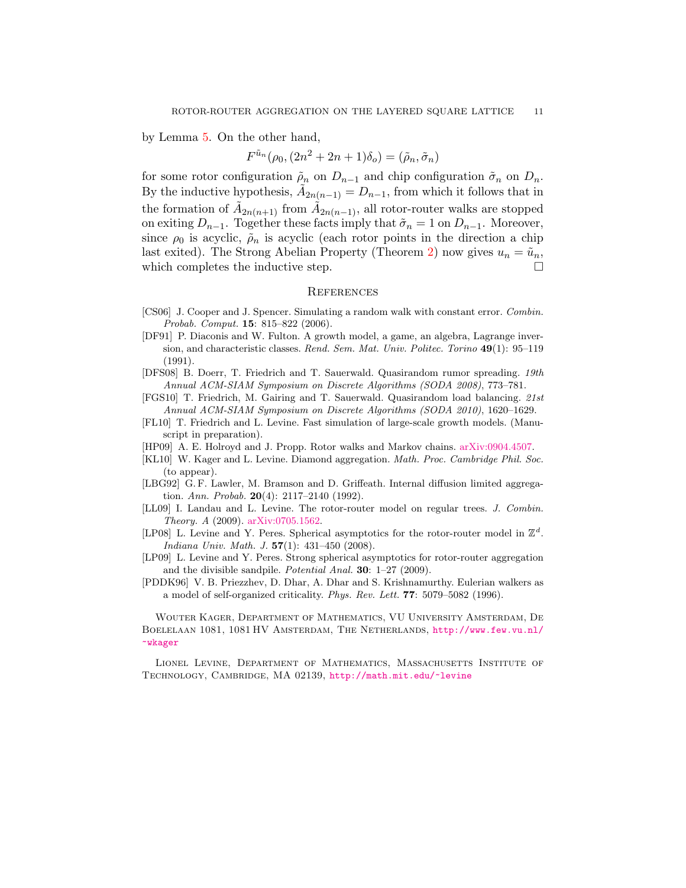by Lemma 5. On the other hand,

$$F^{\tilde{u}_n}(\rho_0, (2n^2 + 2n + 1)\delta_o) = (\tilde{\rho}_n, \tilde{\sigma}_n)$$

for some rotor configuration $\tilde{\rho}_n$ on $D_{n-1}$ and chip configuration $\tilde{\sigma}_n$ on $D_n$. By the inductive hypothesis, $\tilde{A}_{2n(n-1)} = D_{n-1}$, from which it follows that in the formation of $\tilde{A}_{2n(n+1)}$ from $\tilde{A}_{2n(n-1)}$, all rotor-router walks are stopped on exiting $D_{n-1}$. Together these facts imply that $\tilde{\sigma}_n = 1$ on $D_{n-1}$. Moreover, since $\rho_0$ is acyclic, $\tilde{\rho}_n$ is acyclic (each rotor points in the direction a chip last exited). The Strong Abelian Property (Theorem 2) now gives $u_n = \tilde{u}_n$, which completes the inductive step. □

## References

[CS06] J. Cooper and J. Spencer. Simulating a random walk with constant error. *Combin. Probab. Comput.* **15**: 815–822 (2006).

[DF91] P. Diaconis and W. Fulton. A growth model, a game, an algebra, Lagrange inversion, and characteristic classes. *Rend. Sem. Mat. Univ. Politec. Torino* **49**(1): 95–119 (1991).

[DFS08] B. Doerr, T. Friedrich and T. Sauerwald. Quasirandom rumor spreading. *19th Annual ACM-SIAM Symposium on Discrete Algorithms (SODA 2008)*, 773–781.

[FGS10] T. Friedrich, M. Gairing and T. Sauerwald. Quasirandom load balancing. *21st Annual ACM-SIAM Symposium on Discrete Algorithms (SODA 2010)*, 1620–1629.

[FL10] T. Friedrich and L. Levine. Fast simulation of large-scale growth models. (Manuscript in preparation).

[HP09] A. E. Holroyd and J. Propp. Rotor walks and Markov chains. arXiv:0904.4507.

[KL10] W. Kager and L. Levine. Diamond aggregation. *Math. Proc. Cambridge Phil. Soc.* (to appear).

[LBG92] G. F. Lawler, M. Bramson and D. Griffeath. Internal diffusion limited aggregation. *Ann. Probab.* **20**(4): 2117–2140 (1992).

[LL09] I. Landau and L. Levine. The rotor-router model on regular trees. *J. Combin. Theory. A* (2009). arXiv:0705.1562.

[LP08] L. Levine and Y. Peres. Spherical asymptotics for the rotor-router model in $\mathbb{Z}^d$. *Indiana Univ. Math. J.* **57**(1): 431–450 (2008).

[LP09] L. Levine and Y. Peres. Strong spherical asymptotics for rotor-router aggregation and the divisible sandpile. *Potential Anal.* **30**: 1–27 (2009).

[PDDK96] V. B. Priezzhev, D. Dhar, A. Dhar and S. Krishnamurthy. Eulerian walkers as a model of self-organized criticality. *Phys. Rev. Lett.* **77**: 5079–5082 (1996).

Wouter Kager, Department of Mathematics, VU University Amsterdam, De Boelelaan 1081, 1081 HV Amsterdam, The Netherlands, http://www.few.vu.nl/~wkager

Lionel Levine, Department of Mathematics, Massachusetts Institute of Technology, Cambridge, MA 02139, http://math.mit.edu/~levine